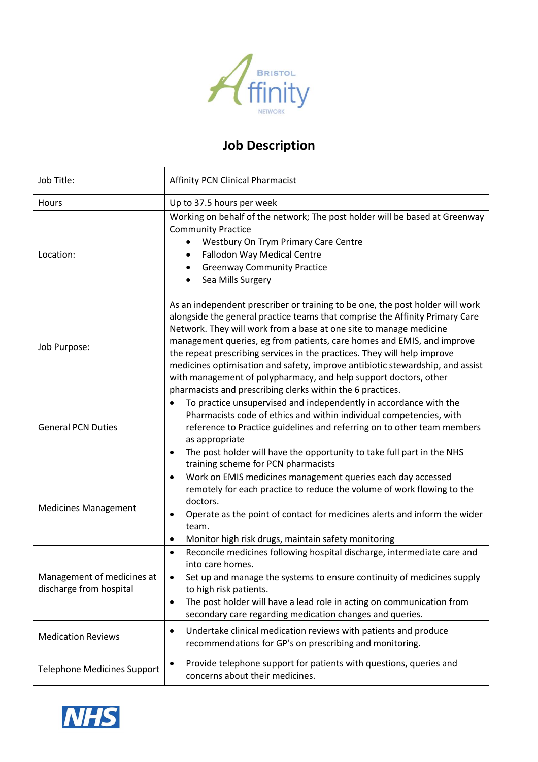# Job Description

| | |
|---|---|
| Job Title: | Affinity PCN Clinical Pharmacist |
| Hours | Up to 37.5 hours per week |
| Location: | Working on behalf of the network; The post holder will be based at Greenway Community Practice<br>• Westbury On Trym Primary Care Centre<br>• Fallodon Way Medical Centre<br>• Greenway Community Practice<br>• Sea Mills Surgery |
| Job Purpose: | As an independent prescriber or training to be one, the post holder will work alongside the general practice teams that comprise the Affinity Primary Care Network. They will work from a base at one site to manage medicine management queries, eg from patients, care homes and EMIS, and improve the repeat prescribing services in the practices. They will help improve medicines optimisation and safety, improve antibiotic stewardship, and assist with management of polypharmacy, and help support doctors, other pharmacists and prescribing clerks within the 6 practices. |
| General PCN Duties | • To practice unsupervised and independently in accordance with the Pharmacists code of ethics and within individual competencies, with reference to Practice guidelines and referring on to other team members as appropriate<br>• The post holder will have the opportunity to take full part in the NHS training scheme for PCN pharmacists |
| Medicines Management | • Work on EMIS medicines management queries each day accessed remotely for each practice to reduce the volume of work flowing to the doctors.<br>• Operate as the point of contact for medicines alerts and inform the wider team.<br>• Monitor high risk drugs, maintain safety monitoring |
| Management of medicines at discharge from hospital | • Reconcile medicines following hospital discharge, intermediate care and into care homes.<br>• Set up and manage the systems to ensure continuity of medicines supply to high risk patients.<br>• The post holder will have a lead role in acting on communication from secondary care regarding medication changes and queries. |
| Medication Reviews | • Undertake clinical medication reviews with patients and produce recommendations for GP's on prescribing and monitoring. |
| Telephone Medicines Support | • Provide telephone support for patients with questions, queries and concerns about their medicines. |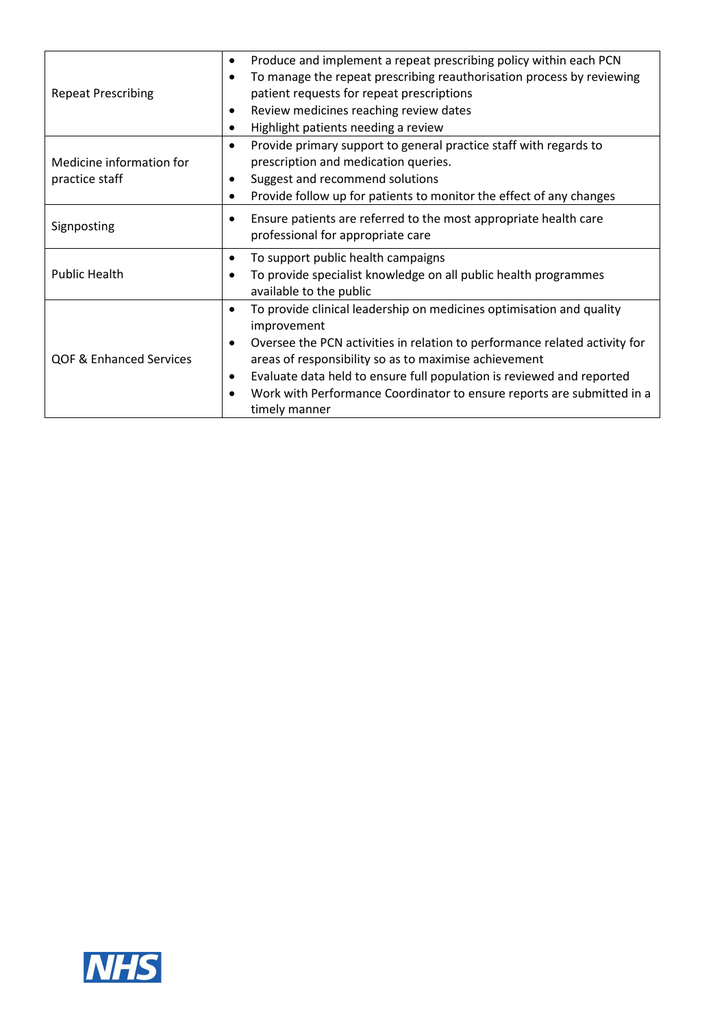| | |
|---|---|
| Repeat Prescribing | • Produce and implement a repeat prescribing policy within each PCN<br>• To manage the repeat prescribing reauthorisation process by reviewing patient requests for repeat prescriptions<br>• Review medicines reaching review dates<br>• Highlight patients needing a review |
| Medicine information for practice staff | • Provide primary support to general practice staff with regards to prescription and medication queries.<br>• Suggest and recommend solutions<br>• Provide follow up for patients to monitor the effect of any changes |
| Signposting | • Ensure patients are referred to the most appropriate health care professional for appropriate care |
| Public Health | • To support public health campaigns<br>• To provide specialist knowledge on all public health programmes available to the public |
| QOF & Enhanced Services | • To provide clinical leadership on medicines optimisation and quality improvement<br>• Oversee the PCN activities in relation to performance related activity for areas of responsibility so as to maximise achievement<br>• Evaluate data held to ensure full population is reviewed and reported<br>• Work with Performance Coordinator to ensure reports are submitted in a timely manner |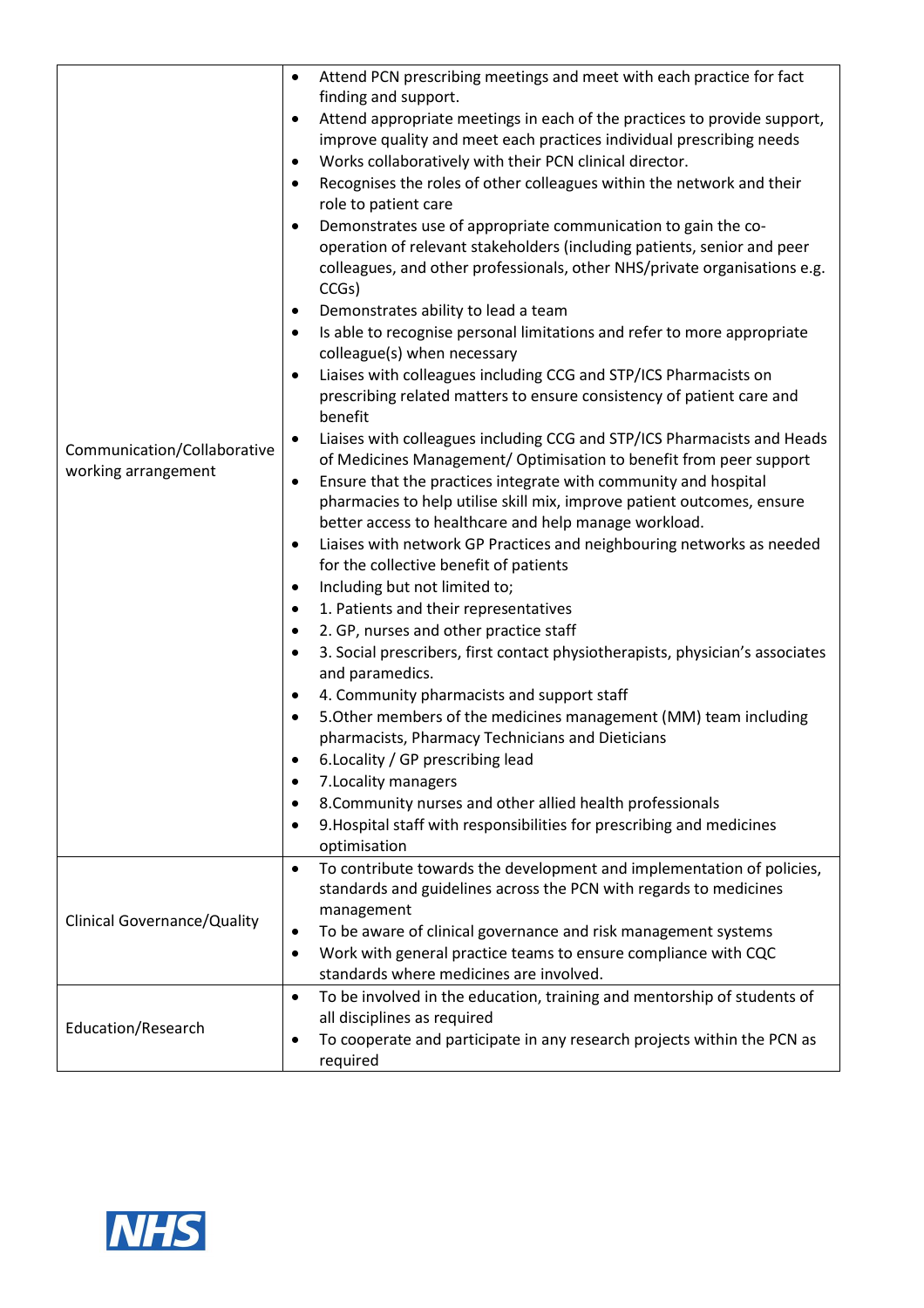| | |
|---|---|
| Communication/Collaborative working arrangement | • Attend PCN prescribing meetings and meet with each practice for fact finding and support.<br>• Attend appropriate meetings in each of the practices to provide support, improve quality and meet each practices individual prescribing needs<br>• Works collaboratively with their PCN clinical director.<br>• Recognises the roles of other colleagues within the network and their role to patient care<br>• Demonstrates use of appropriate communication to gain the co-operation of relevant stakeholders (including patients, senior and peer colleagues, and other professionals, other NHS/private organisations e.g. CCGs)<br>• Demonstrates ability to lead a team<br>• Is able to recognise personal limitations and refer to more appropriate colleague(s) when necessary<br>• Liaises with colleagues including CCG and STP/ICS Pharmacists on prescribing related matters to ensure consistency of patient care and benefit<br>• Liaises with colleagues including CCG and STP/ICS Pharmacists and Heads of Medicines Management/ Optimisation to benefit from peer support<br>• Ensure that the practices integrate with community and hospital pharmacies to help utilise skill mix, improve patient outcomes, ensure better access to healthcare and help manage workload.<br>• Liaises with network GP Practices and neighbouring networks as needed for the collective benefit of patients<br>• Including but not limited to;<br>• 1. Patients and their representatives<br>• 2. GP, nurses and other practice staff<br>• 3. Social prescribers, first contact physiotherapists, physician's associates and paramedics.<br>• 4. Community pharmacists and support staff<br>• 5.Other members of the medicines management (MM) team including pharmacists, Pharmacy Technicians and Dieticians<br>• 6.Locality / GP prescribing lead<br>• 7.Locality managers<br>• 8.Community nurses and other allied health professionals<br>• 9.Hospital staff with responsibilities for prescribing and medicines optimisation |
| Clinical Governance/Quality | • To contribute towards the development and implementation of policies, standards and guidelines across the PCN with regards to medicines management<br>• To be aware of clinical governance and risk management systems<br>• Work with general practice teams to ensure compliance with CQC standards where medicines are involved. |
| Education/Research | • To be involved in the education, training and mentorship of students of all disciplines as required<br>• To cooperate and participate in any research projects within the PCN as required |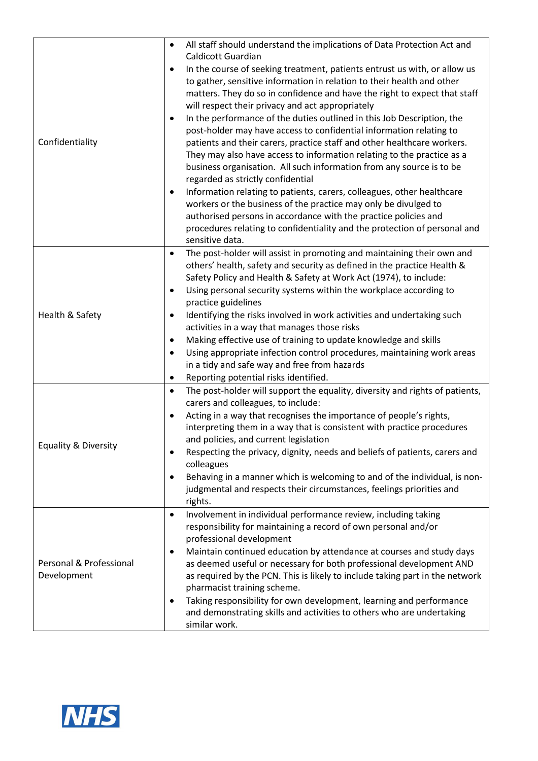| | |
|---|---|
| Confidentiality | • All staff should understand the implications of Data Protection Act and Caldicott Guardian<br>• In the course of seeking treatment, patients entrust us with, or allow us to gather, sensitive information in relation to their health and other matters. They do so in confidence and have the right to expect that staff will respect their privacy and act appropriately<br>• In the performance of the duties outlined in this Job Description, the post-holder may have access to confidential information relating to patients and their carers, practice staff and other healthcare workers. They may also have access to information relating to the practice as a business organisation. All such information from any source is to be regarded as strictly confidential<br>• Information relating to patients, carers, colleagues, other healthcare workers or the business of the practice may only be divulged to authorised persons in accordance with the practice policies and procedures relating to confidentiality and the protection of personal and sensitive data. |
| Health & Safety | • The post-holder will assist in promoting and maintaining their own and others' health, safety and security as defined in the practice Health & Safety Policy and Health & Safety at Work Act (1974), to include:<br>• Using personal security systems within the workplace according to practice guidelines<br>• Identifying the risks involved in work activities and undertaking such activities in a way that manages those risks<br>• Making effective use of training to update knowledge and skills<br>• Using appropriate infection control procedures, maintaining work areas in a tidy and safe way and free from hazards<br>• Reporting potential risks identified. |
| Equality & Diversity | • The post-holder will support the equality, diversity and rights of patients, carers and colleagues, to include:<br>• Acting in a way that recognises the importance of people's rights, interpreting them in a way that is consistent with practice procedures and policies, and current legislation<br>• Respecting the privacy, dignity, needs and beliefs of patients, carers and colleagues<br>• Behaving in a manner which is welcoming to and of the individual, is non-judgmental and respects their circumstances, feelings priorities and rights. |
| Personal & Professional Development | • Involvement in individual performance review, including taking responsibility for maintaining a record of own personal and/or professional development<br>• Maintain continued education by attendance at courses and study days as deemed useful or necessary for both professional development AND as required by the PCN. This is likely to include taking part in the network pharmacist training scheme.<br>• Taking responsibility for own development, learning and performance and demonstrating skills and activities to others who are undertaking similar work. |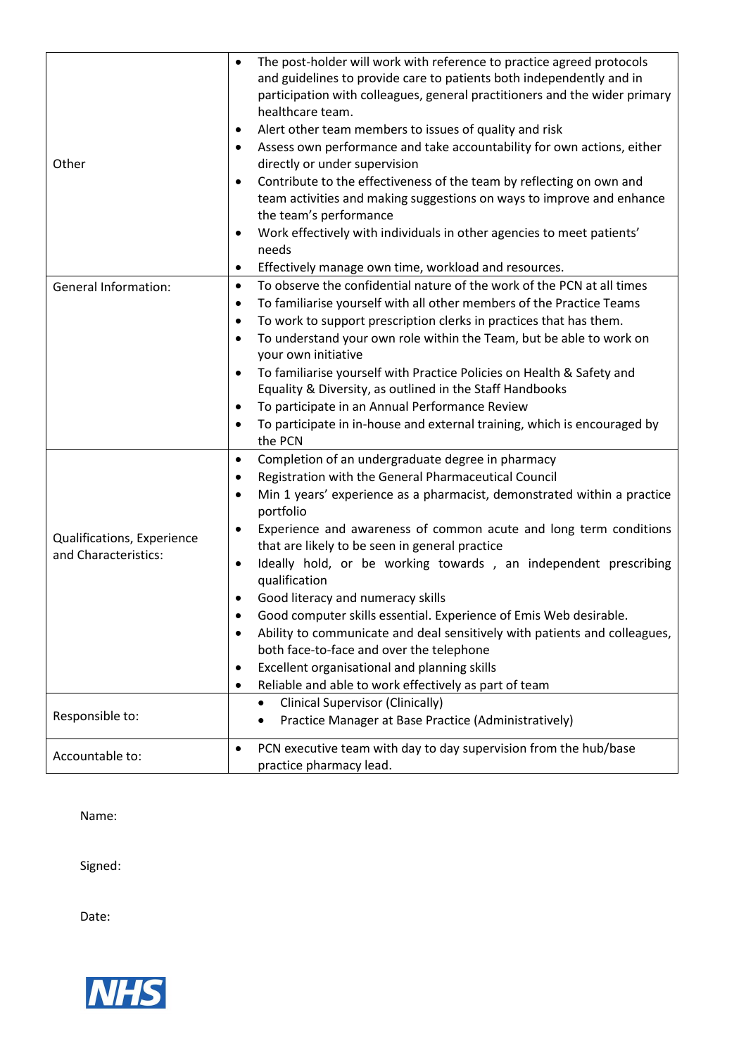| | |
|---|---|
| Other | • The post-holder will work with reference to practice agreed protocols and guidelines to provide care to patients both independently and in participation with colleagues, general practitioners and the wider primary healthcare team.<br>• Alert other team members to issues of quality and risk<br>• Assess own performance and take accountability for own actions, either directly or under supervision<br>• Contribute to the effectiveness of the team by reflecting on own and team activities and making suggestions on ways to improve and enhance the team's performance<br>• Work effectively with individuals in other agencies to meet patients' needs<br>• Effectively manage own time, workload and resources. |
| General Information: | • To observe the confidential nature of the work of the PCN at all times<br>• To familiarise yourself with all other members of the Practice Teams<br>• To work to support prescription clerks in practices that has them.<br>• To understand your own role within the Team, but be able to work on your own initiative<br>• To familiarise yourself with Practice Policies on Health & Safety and Equality & Diversity, as outlined in the Staff Handbooks<br>• To participate in an Annual Performance Review<br>• To participate in in-house and external training, which is encouraged by the PCN |
| Qualifications, Experience and Characteristics: | • Completion of an undergraduate degree in pharmacy<br>• Registration with the General Pharmaceutical Council<br>• Min 1 years' experience as a pharmacist, demonstrated within a practice portfolio<br>• Experience and awareness of common acute and long term conditions that are likely to be seen in general practice<br>• Ideally hold, or be working towards , an independent prescribing qualification<br>• Good literacy and numeracy skills<br>• Good computer skills essential. Experience of Emis Web desirable.<br>• Ability to communicate and deal sensitively with patients and colleagues, both face-to-face and over the telephone<br>• Excellent organisational and planning skills<br>• Reliable and able to work effectively as part of team |
| Responsible to: | • Clinical Supervisor (Clinically)<br>• Practice Manager at Base Practice (Administratively) |
| Accountable to: | • PCN executive team with day to day supervision from the hub/base practice pharmacy lead. |

Name:

Signed:

Date:

NHS